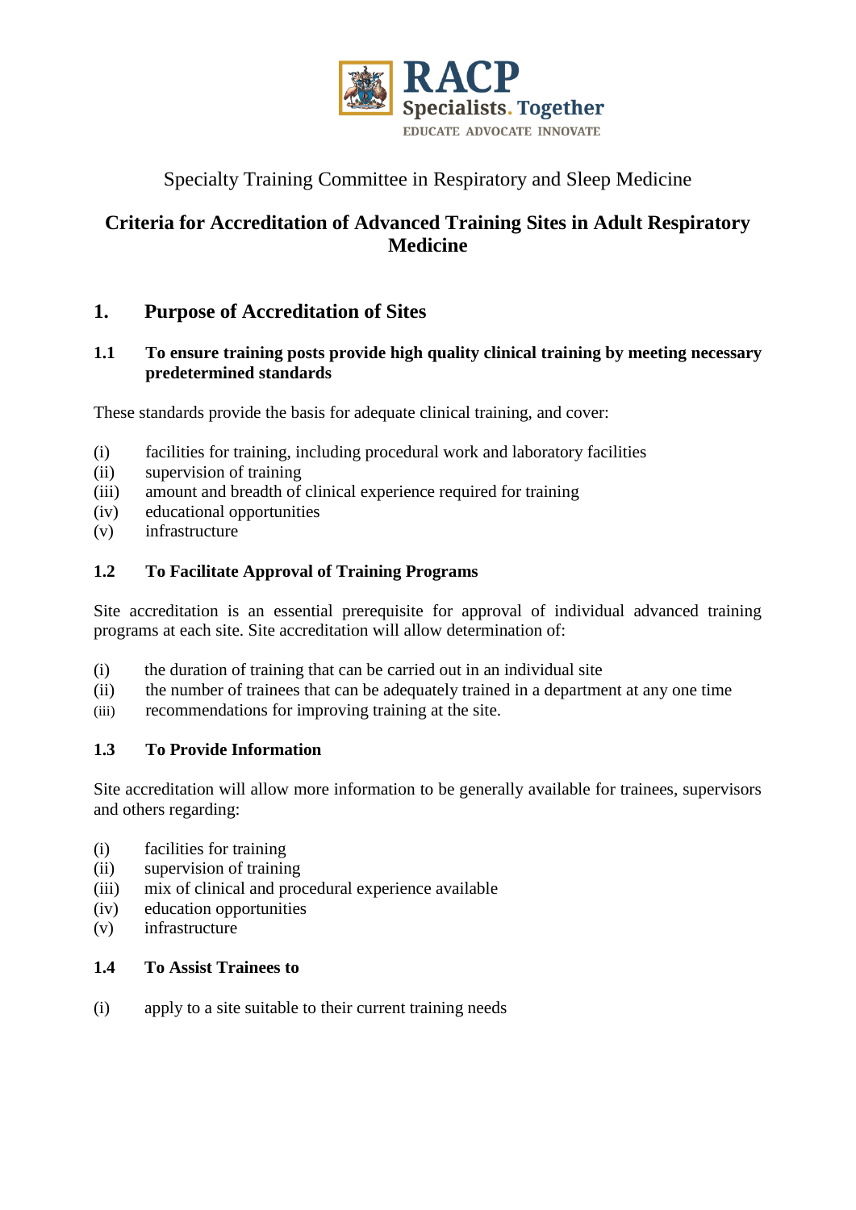RACP
Specialists. Together
EDUCATE ADVOCATE INNOVATE

Specialty Training Committee in Respiratory and Sleep Medicine

# Criteria for Accreditation of Advanced Training Sites in Adult Respiratory Medicine

## 1. Purpose of Accreditation of Sites

### 1.1 To ensure training posts provide high quality clinical training by meeting necessary predetermined standards

These standards provide the basis for adequate clinical training, and cover:

(i) facilities for training, including procedural work and laboratory facilities
(ii) supervision of training
(iii) amount and breadth of clinical experience required for training
(iv) educational opportunities
(v) infrastructure

### 1.2 To Facilitate Approval of Training Programs

Site accreditation is an essential prerequisite for approval of individual advanced training programs at each site. Site accreditation will allow determination of:

(i) the duration of training that can be carried out in an individual site
(ii) the number of trainees that can be adequately trained in a department at any one time
(iii) recommendations for improving training at the site.

### 1.3 To Provide Information

Site accreditation will allow more information to be generally available for trainees, supervisors and others regarding:

(i) facilities for training
(ii) supervision of training
(iii) mix of clinical and procedural experience available
(iv) education opportunities
(v) infrastructure

### 1.4 To Assist Trainees to

(i) apply to a site suitable to their current training needs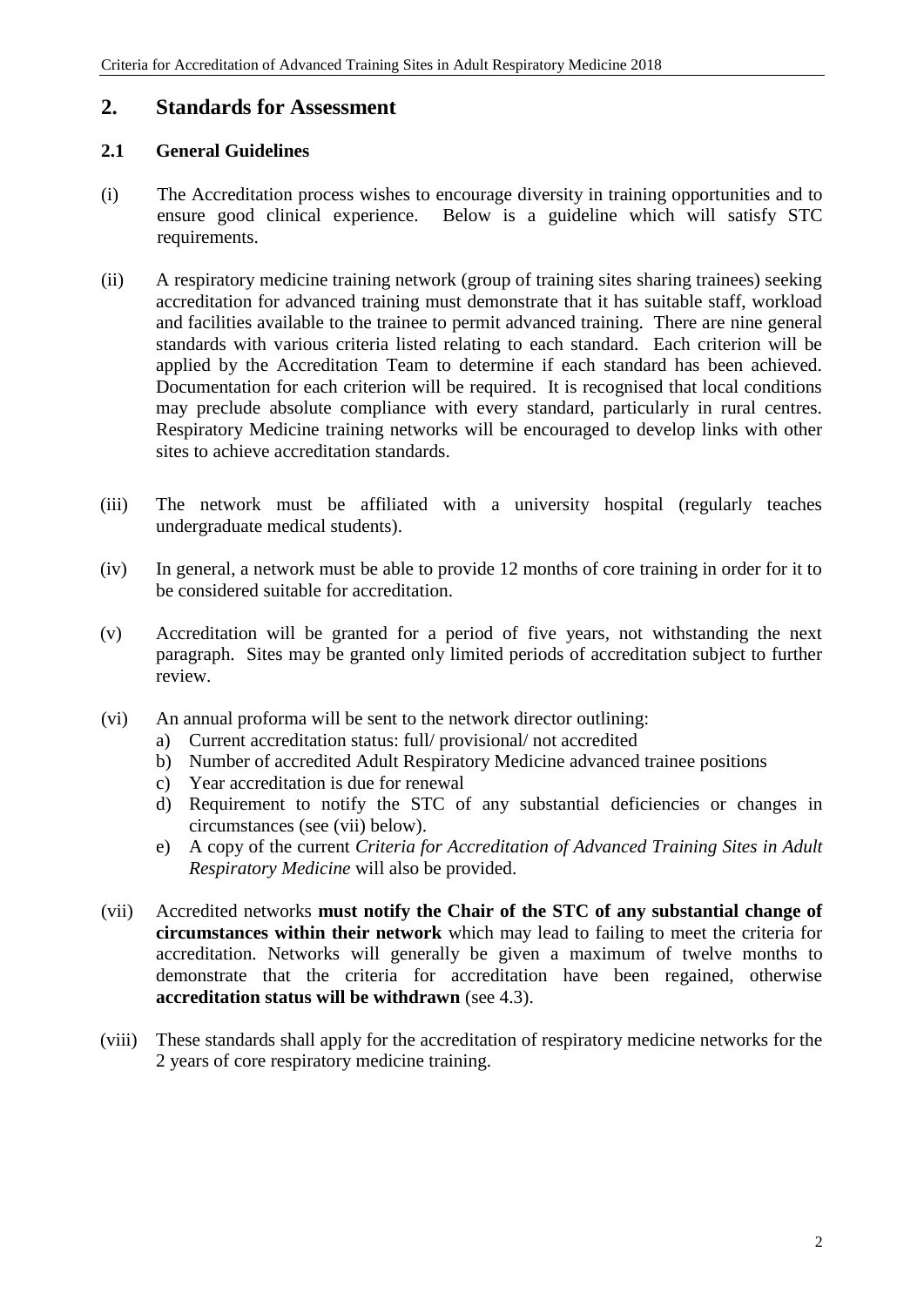## 2. Standards for Assessment

### 2.1 General Guidelines

(i) The Accreditation process wishes to encourage diversity in training opportunities and to ensure good clinical experience. Below is a guideline which will satisfy STC requirements.

(ii) A respiratory medicine training network (group of training sites sharing trainees) seeking accreditation for advanced training must demonstrate that it has suitable staff, workload and facilities available to the trainee to permit advanced training. There are nine general standards with various criteria listed relating to each standard. Each criterion will be applied by the Accreditation Team to determine if each standard has been achieved. Documentation for each criterion will be required. It is recognised that local conditions may preclude absolute compliance with every standard, particularly in rural centres. Respiratory Medicine training networks will be encouraged to develop links with other sites to achieve accreditation standards.

(iii) The network must be affiliated with a university hospital (regularly teaches undergraduate medical students).

(iv) In general, a network must be able to provide 12 months of core training in order for it to be considered suitable for accreditation.

(v) Accreditation will be granted for a period of five years, not withstanding the next paragraph. Sites may be granted only limited periods of accreditation subject to further review.

(vi) An annual proforma will be sent to the network director outlining:
  a) Current accreditation status: full/ provisional/ not accredited
  b) Number of accredited Adult Respiratory Medicine advanced trainee positions
  c) Year accreditation is due for renewal
  d) Requirement to notify the STC of any substantial deficiencies or changes in circumstances (see (vii) below).
  e) A copy of the current *Criteria for Accreditation of Advanced Training Sites in Adult Respiratory Medicine* will also be provided.

(vii) Accredited networks **must notify the Chair of the STC of any substantial change of circumstances within their network** which may lead to failing to meet the criteria for accreditation. Networks will generally be given a maximum of twelve months to demonstrate that the criteria for accreditation have been regained, otherwise **accreditation status will be withdrawn** (see 4.3).

(viii) These standards shall apply for the accreditation of respiratory medicine networks for the 2 years of core respiratory medicine training.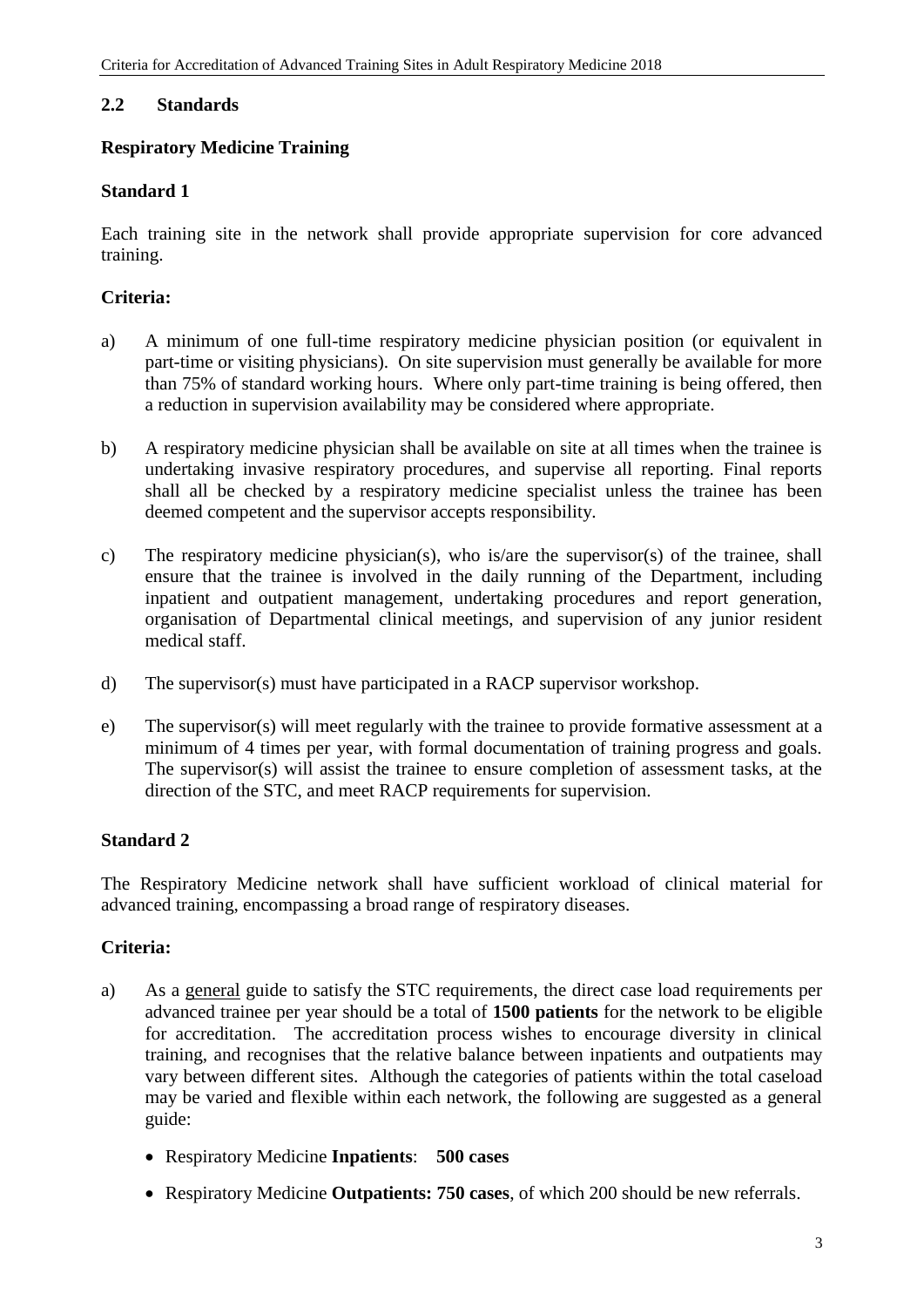### 2.2 Standards

**Respiratory Medicine Training**

**Standard 1**

Each training site in the network shall provide appropriate supervision for core advanced training.

**Criteria:**

a) A minimum of one full-time respiratory medicine physician position (or equivalent in part-time or visiting physicians). On site supervision must generally be available for more than 75% of standard working hours. Where only part-time training is being offered, then a reduction in supervision availability may be considered where appropriate.

b) A respiratory medicine physician shall be available on site at all times when the trainee is undertaking invasive respiratory procedures, and supervise all reporting. Final reports shall all be checked by a respiratory medicine specialist unless the trainee has been deemed competent and the supervisor accepts responsibility.

c) The respiratory medicine physician(s), who is/are the supervisor(s) of the trainee, shall ensure that the trainee is involved in the daily running of the Department, including inpatient and outpatient management, undertaking procedures and report generation, organisation of Departmental clinical meetings, and supervision of any junior resident medical staff.

d) The supervisor(s) must have participated in a RACP supervisor workshop.

e) The supervisor(s) will meet regularly with the trainee to provide formative assessment at a minimum of 4 times per year, with formal documentation of training progress and goals. The supervisor(s) will assist the trainee to ensure completion of assessment tasks, at the direction of the STC, and meet RACP requirements for supervision.

**Standard 2**

The Respiratory Medicine network shall have sufficient workload of clinical material for advanced training, encompassing a broad range of respiratory diseases.

**Criteria:**

a) As a general guide to satisfy the STC requirements, the direct case load requirements per advanced trainee per year should be a total of **1500 patients** for the network to be eligible for accreditation. The accreditation process wishes to encourage diversity in clinical training, and recognises that the relative balance between inpatients and outpatients may vary between different sites. Although the categories of patients within the total caseload may be varied and flexible within each network, the following are suggested as a general guide:

- Respiratory Medicine **Inpatients**: **500 cases**
- Respiratory Medicine **Outpatients: 750 cases**, of which 200 should be new referrals.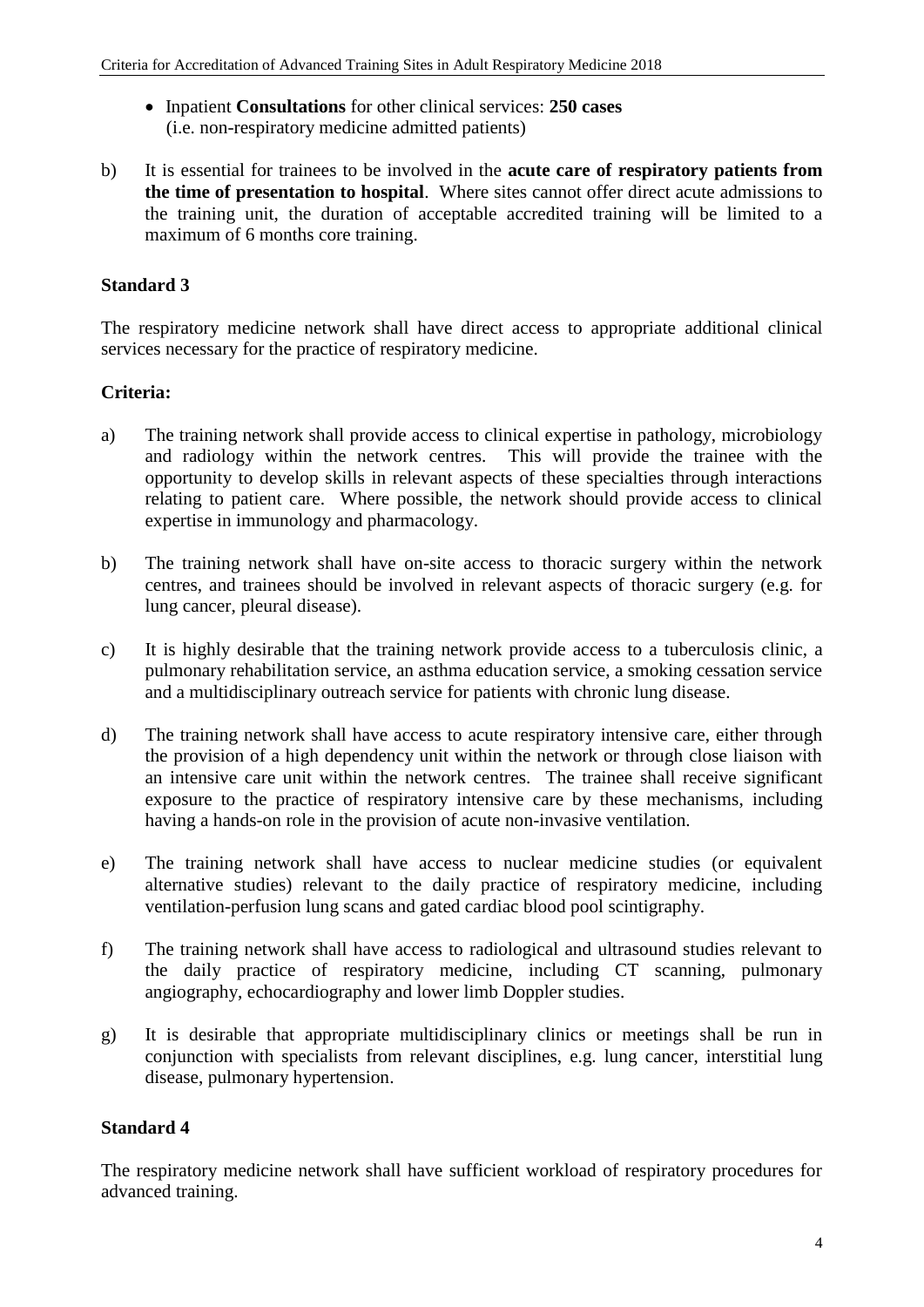- Inpatient **Consultations** for other clinical services: **250 cases** (i.e. non-respiratory medicine admitted patients)

b) It is essential for trainees to be involved in the **acute care of respiratory patients from the time of presentation to hospital**. Where sites cannot offer direct acute admissions to the training unit, the duration of acceptable accredited training will be limited to a maximum of 6 months core training.

### Standard 3

The respiratory medicine network shall have direct access to appropriate additional clinical services necessary for the practice of respiratory medicine.

**Criteria:**

a) The training network shall provide access to clinical expertise in pathology, microbiology and radiology within the network centres. This will provide the trainee with the opportunity to develop skills in relevant aspects of these specialties through interactions relating to patient care. Where possible, the network should provide access to clinical expertise in immunology and pharmacology.

b) The training network shall have on-site access to thoracic surgery within the network centres, and trainees should be involved in relevant aspects of thoracic surgery (e.g. for lung cancer, pleural disease).

c) It is highly desirable that the training network provide access to a tuberculosis clinic, a pulmonary rehabilitation service, an asthma education service, a smoking cessation service and a multidisciplinary outreach service for patients with chronic lung disease.

d) The training network shall have access to acute respiratory intensive care, either through the provision of a high dependency unit within the network or through close liaison with an intensive care unit within the network centres. The trainee shall receive significant exposure to the practice of respiratory intensive care by these mechanisms, including having a hands-on role in the provision of acute non-invasive ventilation.

e) The training network shall have access to nuclear medicine studies (or equivalent alternative studies) relevant to the daily practice of respiratory medicine, including ventilation-perfusion lung scans and gated cardiac blood pool scintigraphy.

f) The training network shall have access to radiological and ultrasound studies relevant to the daily practice of respiratory medicine, including CT scanning, pulmonary angiography, echocardiography and lower limb Doppler studies.

g) It is desirable that appropriate multidisciplinary clinics or meetings shall be run in conjunction with specialists from relevant disciplines, e.g. lung cancer, interstitial lung disease, pulmonary hypertension.

### Standard 4

The respiratory medicine network shall have sufficient workload of respiratory procedures for advanced training.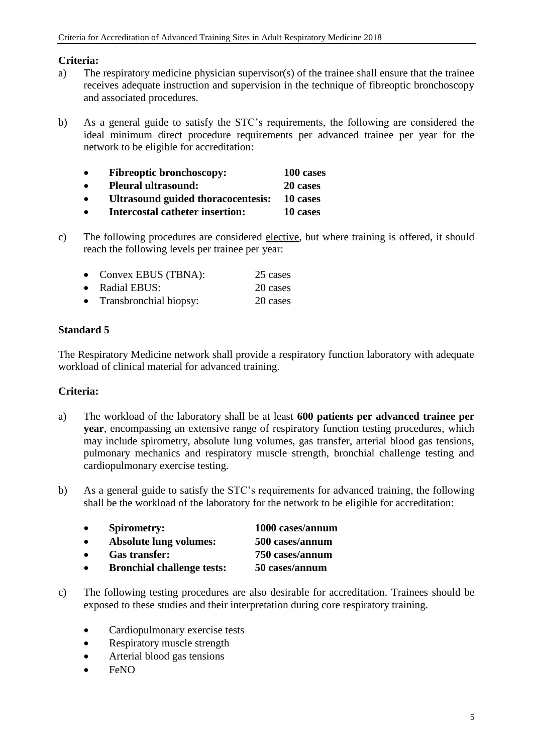**Criteria:**

a) The respiratory medicine physician supervisor(s) of the trainee shall ensure that the trainee receives adequate instruction and supervision in the technique of fibreoptic bronchoscopy and associated procedures.

b) As a general guide to satisfy the STC's requirements, the following are considered the ideal minimum direct procedure requirements per advanced trainee per year for the network to be eligible for accreditation:

- **Fibreoptic bronchoscopy: 100 cases**
- **Pleural ultrasound: 20 cases**
- **Ultrasound guided thoracocentesis: 10 cases**
- **Intercostal catheter insertion: 10 cases**

c) The following procedures are considered elective, but where training is offered, it should reach the following levels per trainee per year:

- Convex EBUS (TBNA): 25 cases
- Radial EBUS: 20 cases
- Transbronchial biopsy: 20 cases

**Standard 5**

The Respiratory Medicine network shall provide a respiratory function laboratory with adequate workload of clinical material for advanced training.

**Criteria:**

a) The workload of the laboratory shall be at least **600 patients per advanced trainee per year**, encompassing an extensive range of respiratory function testing procedures, which may include spirometry, absolute lung volumes, gas transfer, arterial blood gas tensions, pulmonary mechanics and respiratory muscle strength, bronchial challenge testing and cardiopulmonary exercise testing.

b) As a general guide to satisfy the STC's requirements for advanced training, the following shall be the workload of the laboratory for the network to be eligible for accreditation:

- **Spirometry: 1000 cases/annum**
- **Absolute lung volumes: 500 cases/annum**
- **Gas transfer: 750 cases/annum**
- **Bronchial challenge tests: 50 cases/annum**

c) The following testing procedures are also desirable for accreditation. Trainees should be exposed to these studies and their interpretation during core respiratory training.

- Cardiopulmonary exercise tests
- Respiratory muscle strength
- Arterial blood gas tensions
- FeNO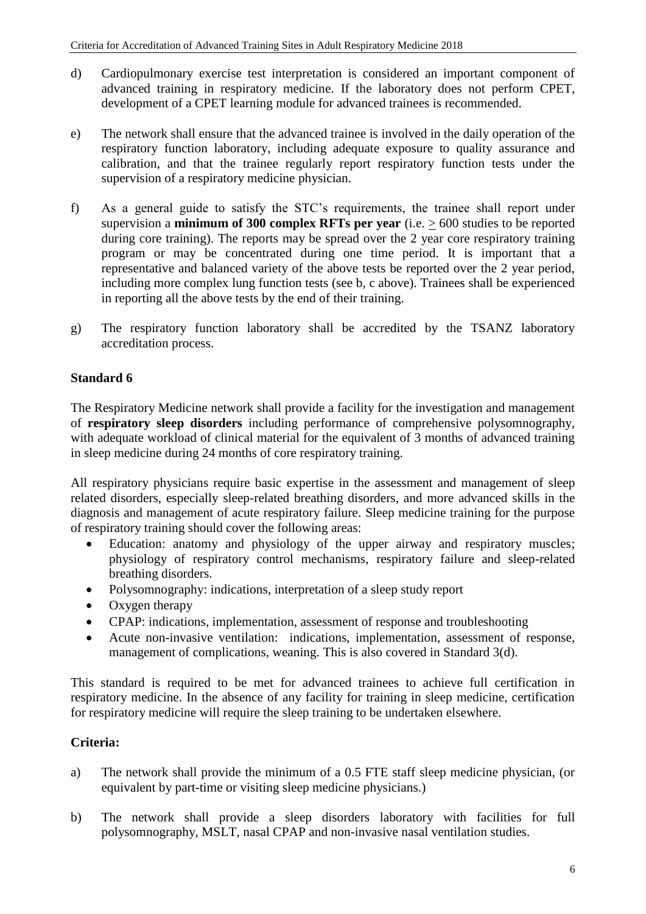d) Cardiopulmonary exercise test interpretation is considered an important component of advanced training in respiratory medicine. If the laboratory does not perform CPET, development of a CPET learning module for advanced trainees is recommended.

e) The network shall ensure that the advanced trainee is involved in the daily operation of the respiratory function laboratory, including adequate exposure to quality assurance and calibration, and that the trainee regularly report respiratory function tests under the supervision of a respiratory medicine physician.

f) As a general guide to satisfy the STC's requirements, the trainee shall report under supervision a **minimum of 300 complex RFTs per year** (i.e. $\geq$ 600 studies to be reported during core training). The reports may be spread over the 2 year core respiratory training program or may be concentrated during one time period. It is important that a representative and balanced variety of the above tests be reported over the 2 year period, including more complex lung function tests (see b, c above). Trainees shall be experienced in reporting all the above tests by the end of their training.

g) The respiratory function laboratory shall be accredited by the TSANZ laboratory accreditation process.

### Standard 6

The Respiratory Medicine network shall provide a facility for the investigation and management of **respiratory sleep disorders** including performance of comprehensive polysomnography, with adequate workload of clinical material for the equivalent of 3 months of advanced training in sleep medicine during 24 months of core respiratory training.

All respiratory physicians require basic expertise in the assessment and management of sleep related disorders, especially sleep-related breathing disorders, and more advanced skills in the diagnosis and management of acute respiratory failure. Sleep medicine training for the purpose of respiratory training should cover the following areas:

- Education: anatomy and physiology of the upper airway and respiratory muscles; physiology of respiratory control mechanisms, respiratory failure and sleep-related breathing disorders.
- Polysomnography: indications, interpretation of a sleep study report
- Oxygen therapy
- CPAP: indications, implementation, assessment of response and troubleshooting
- Acute non-invasive ventilation: indications, implementation, assessment of response, management of complications, weaning. This is also covered in Standard 3(d).

This standard is required to be met for advanced trainees to achieve full certification in respiratory medicine. In the absence of any facility for training in sleep medicine, certification for respiratory medicine will require the sleep training to be undertaken elsewhere.

### Criteria:

a) The network shall provide the minimum of a 0.5 FTE staff sleep medicine physician, (or equivalent by part-time or visiting sleep medicine physicians.)

b) The network shall provide a sleep disorders laboratory with facilities for full polysomnography, MSLT, nasal CPAP and non-invasive nasal ventilation studies.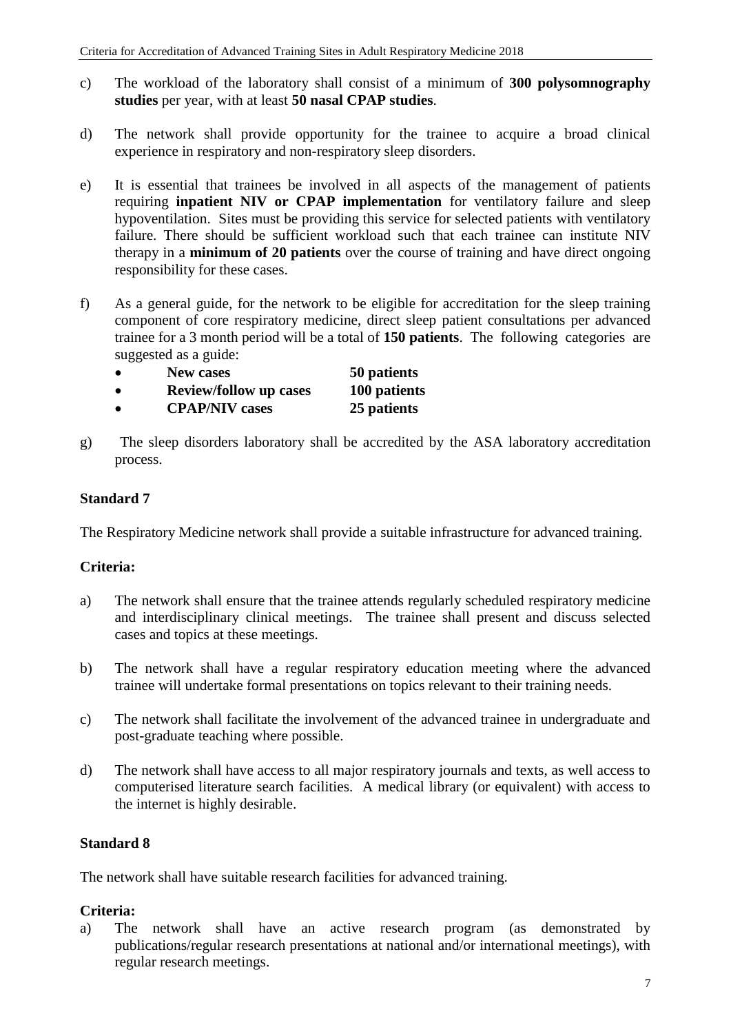c) The workload of the laboratory shall consist of a minimum of **300 polysomnography studies** per year, with at least **50 nasal CPAP studies**.

d) The network shall provide opportunity for the trainee to acquire a broad clinical experience in respiratory and non-respiratory sleep disorders.

e) It is essential that trainees be involved in all aspects of the management of patients requiring **inpatient NIV or CPAP implementation** for ventilatory failure and sleep hypoventilation. Sites must be providing this service for selected patients with ventilatory failure. There should be sufficient workload such that each trainee can institute NIV therapy in a **minimum of 20 patients** over the course of training and have direct ongoing responsibility for these cases.

f) As a general guide, for the network to be eligible for accreditation for the sleep training component of core respiratory medicine, direct sleep patient consultations per advanced trainee for a 3 month period will be a total of **150 patients**. The following categories are suggested as a guide:

- **New cases** **50 patients**
- **Review/follow up cases** **100 patients**
- **CPAP/NIV cases** **25 patients**

g) The sleep disorders laboratory shall be accredited by the ASA laboratory accreditation process.

### Standard 7

The Respiratory Medicine network shall provide a suitable infrastructure for advanced training.

### Criteria:

a) The network shall ensure that the trainee attends regularly scheduled respiratory medicine and interdisciplinary clinical meetings. The trainee shall present and discuss selected cases and topics at these meetings.

b) The network shall have a regular respiratory education meeting where the advanced trainee will undertake formal presentations on topics relevant to their training needs.

c) The network shall facilitate the involvement of the advanced trainee in undergraduate and post-graduate teaching where possible.

d) The network shall have access to all major respiratory journals and texts, as well access to computerised literature search facilities. A medical library (or equivalent) with access to the internet is highly desirable.

### Standard 8

The network shall have suitable research facilities for advanced training.

### Criteria:

a) The network shall have an active research program (as demonstrated by publications/regular research presentations at national and/or international meetings), with regular research meetings.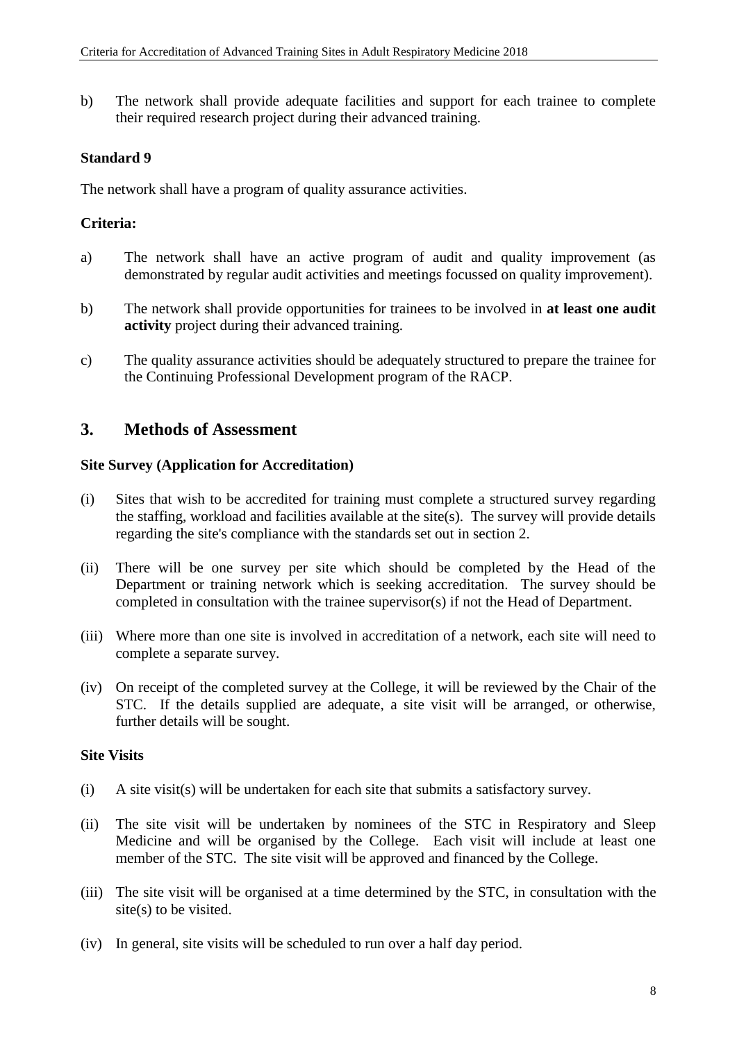b) The network shall provide adequate facilities and support for each trainee to complete their required research project during their advanced training.

**Standard 9**

The network shall have a program of quality assurance activities.

**Criteria:**

a) The network shall have an active program of audit and quality improvement (as demonstrated by regular audit activities and meetings focussed on quality improvement).

b) The network shall provide opportunities for trainees to be involved in **at least one audit activity** project during their advanced training.

c) The quality assurance activities should be adequately structured to prepare the trainee for the Continuing Professional Development program of the RACP.

## 3. Methods of Assessment

**Site Survey (Application for Accreditation)**

(i) Sites that wish to be accredited for training must complete a structured survey regarding the staffing, workload and facilities available at the site(s). The survey will provide details regarding the site's compliance with the standards set out in section 2.

(ii) There will be one survey per site which should be completed by the Head of the Department or training network which is seeking accreditation. The survey should be completed in consultation with the trainee supervisor(s) if not the Head of Department.

(iii) Where more than one site is involved in accreditation of a network, each site will need to complete a separate survey.

(iv) On receipt of the completed survey at the College, it will be reviewed by the Chair of the STC. If the details supplied are adequate, a site visit will be arranged, or otherwise, further details will be sought.

**Site Visits**

(i) A site visit(s) will be undertaken for each site that submits a satisfactory survey.

(ii) The site visit will be undertaken by nominees of the STC in Respiratory and Sleep Medicine and will be organised by the College. Each visit will include at least one member of the STC. The site visit will be approved and financed by the College.

(iii) The site visit will be organised at a time determined by the STC, in consultation with the site(s) to be visited.

(iv) In general, site visits will be scheduled to run over a half day period.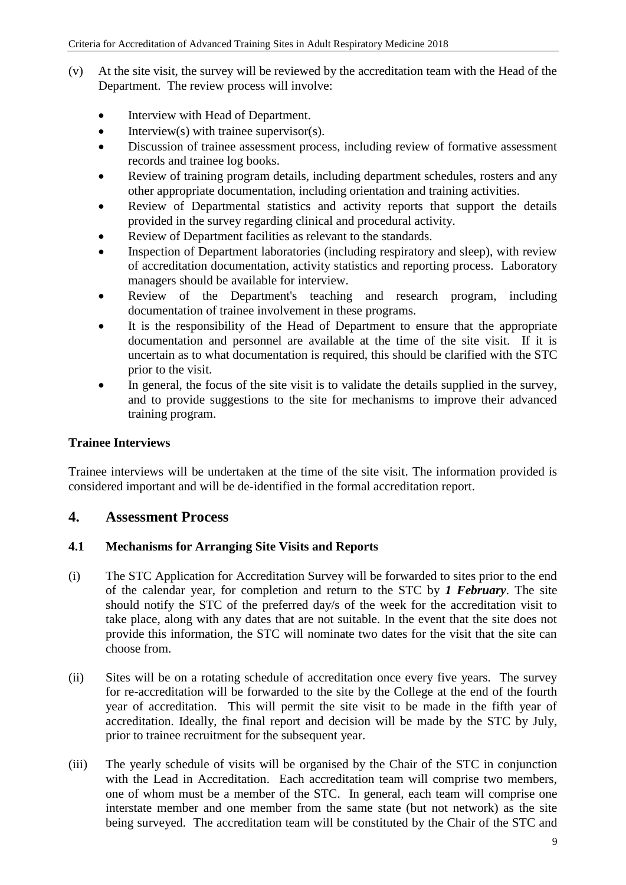(v) At the site visit, the survey will be reviewed by the accreditation team with the Head of the Department. The review process will involve:

- Interview with Head of Department.
- Interview(s) with trainee supervisor(s).
- Discussion of trainee assessment process, including review of formative assessment records and trainee log books.
- Review of training program details, including department schedules, rosters and any other appropriate documentation, including orientation and training activities.
- Review of Departmental statistics and activity reports that support the details provided in the survey regarding clinical and procedural activity.
- Review of Department facilities as relevant to the standards.
- Inspection of Department laboratories (including respiratory and sleep), with review of accreditation documentation, activity statistics and reporting process. Laboratory managers should be available for interview.
- Review of the Department's teaching and research program, including documentation of trainee involvement in these programs.
- It is the responsibility of the Head of Department to ensure that the appropriate documentation and personnel are available at the time of the site visit. If it is uncertain as to what documentation is required, this should be clarified with the STC prior to the visit.
- In general, the focus of the site visit is to validate the details supplied in the survey, and to provide suggestions to the site for mechanisms to improve their advanced training program.

**Trainee Interviews**

Trainee interviews will be undertaken at the time of the site visit. The information provided is considered important and will be de-identified in the formal accreditation report.

## 4. Assessment Process

### 4.1 Mechanisms for Arranging Site Visits and Reports

(i) The STC Application for Accreditation Survey will be forwarded to sites prior to the end of the calendar year, for completion and return to the STC by ***1 February***. The site should notify the STC of the preferred day/s of the week for the accreditation visit to take place, along with any dates that are not suitable. In the event that the site does not provide this information, the STC will nominate two dates for the visit that the site can choose from.

(ii) Sites will be on a rotating schedule of accreditation once every five years. The survey for re-accreditation will be forwarded to the site by the College at the end of the fourth year of accreditation. This will permit the site visit to be made in the fifth year of accreditation. Ideally, the final report and decision will be made by the STC by July, prior to trainee recruitment for the subsequent year.

(iii) The yearly schedule of visits will be organised by the Chair of the STC in conjunction with the Lead in Accreditation. Each accreditation team will comprise two members, one of whom must be a member of the STC. In general, each team will comprise one interstate member and one member from the same state (but not network) as the site being surveyed. The accreditation team will be constituted by the Chair of the STC and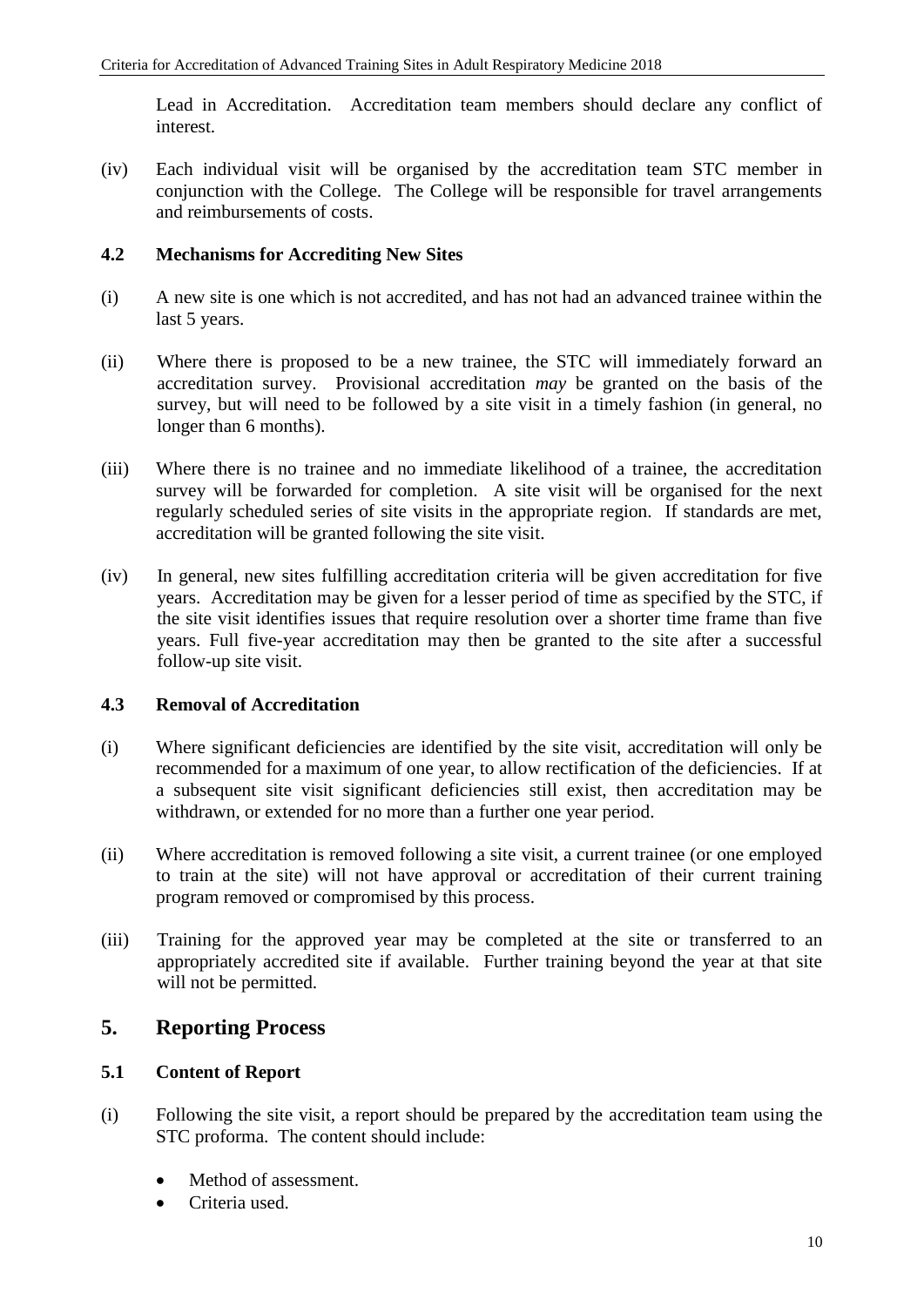Lead in Accreditation. Accreditation team members should declare any conflict of interest.

(iv) Each individual visit will be organised by the accreditation team STC member in conjunction with the College. The College will be responsible for travel arrangements and reimbursements of costs.

### 4.2 Mechanisms for Accrediting New Sites

(i) A new site is one which is not accredited, and has not had an advanced trainee within the last 5 years.

(ii) Where there is proposed to be a new trainee, the STC will immediately forward an accreditation survey. Provisional accreditation *may* be granted on the basis of the survey, but will need to be followed by a site visit in a timely fashion (in general, no longer than 6 months).

(iii) Where there is no trainee and no immediate likelihood of a trainee, the accreditation survey will be forwarded for completion. A site visit will be organised for the next regularly scheduled series of site visits in the appropriate region. If standards are met, accreditation will be granted following the site visit.

(iv) In general, new sites fulfilling accreditation criteria will be given accreditation for five years. Accreditation may be given for a lesser period of time as specified by the STC, if the site visit identifies issues that require resolution over a shorter time frame than five years. Full five-year accreditation may then be granted to the site after a successful follow-up site visit.

### 4.3 Removal of Accreditation

(i) Where significant deficiencies are identified by the site visit, accreditation will only be recommended for a maximum of one year, to allow rectification of the deficiencies. If at a subsequent site visit significant deficiencies still exist, then accreditation may be withdrawn, or extended for no more than a further one year period.

(ii) Where accreditation is removed following a site visit, a current trainee (or one employed to train at the site) will not have approval or accreditation of their current training program removed or compromised by this process.

(iii) Training for the approved year may be completed at the site or transferred to an appropriately accredited site if available. Further training beyond the year at that site will not be permitted.

## 5. Reporting Process

### 5.1 Content of Report

(i) Following the site visit, a report should be prepared by the accreditation team using the STC proforma. The content should include:

- Method of assessment.
- Criteria used.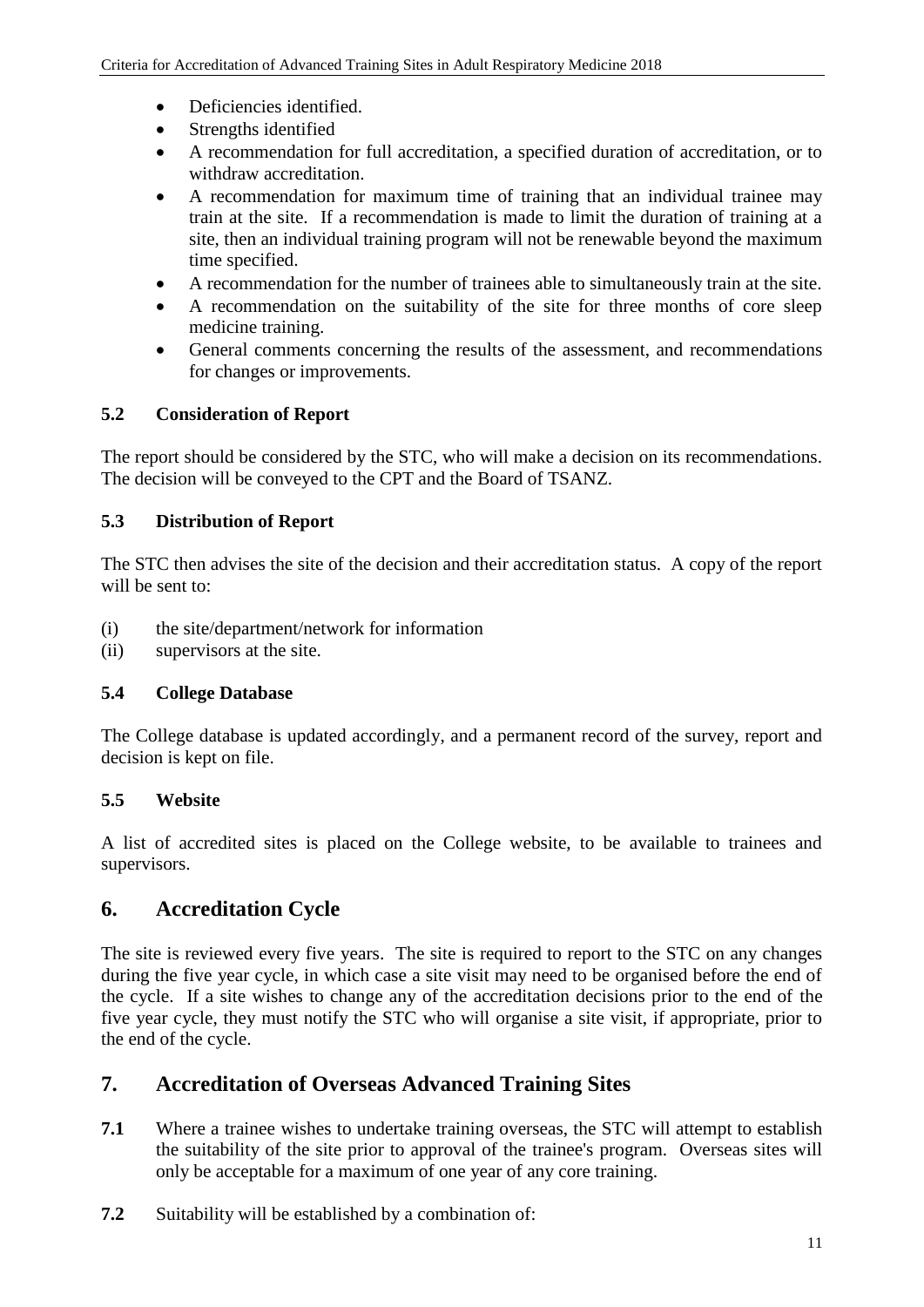- Deficiencies identified.
- Strengths identified
- A recommendation for full accreditation, a specified duration of accreditation, or to withdraw accreditation.
- A recommendation for maximum time of training that an individual trainee may train at the site. If a recommendation is made to limit the duration of training at a site, then an individual training program will not be renewable beyond the maximum time specified.
- A recommendation for the number of trainees able to simultaneously train at the site.
- A recommendation on the suitability of the site for three months of core sleep medicine training.
- General comments concerning the results of the assessment, and recommendations for changes or improvements.

### 5.2 Consideration of Report

The report should be considered by the STC, who will make a decision on its recommendations. The decision will be conveyed to the CPT and the Board of TSANZ.

### 5.3 Distribution of Report

The STC then advises the site of the decision and their accreditation status. A copy of the report will be sent to:

(i) the site/department/network for information
(ii) supervisors at the site.

### 5.4 College Database

The College database is updated accordingly, and a permanent record of the survey, report and decision is kept on file.

### 5.5 Website

A list of accredited sites is placed on the College website, to be available to trainees and supervisors.

## 6. Accreditation Cycle

The site is reviewed every five years. The site is required to report to the STC on any changes during the five year cycle, in which case a site visit may need to be organised before the end of the cycle. If a site wishes to change any of the accreditation decisions prior to the end of the five year cycle, they must notify the STC who will organise a site visit, if appropriate, prior to the end of the cycle.

## 7. Accreditation of Overseas Advanced Training Sites

**7.1** Where a trainee wishes to undertake training overseas, the STC will attempt to establish the suitability of the site prior to approval of the trainee's program. Overseas sites will only be acceptable for a maximum of one year of any core training.

**7.2** Suitability will be established by a combination of: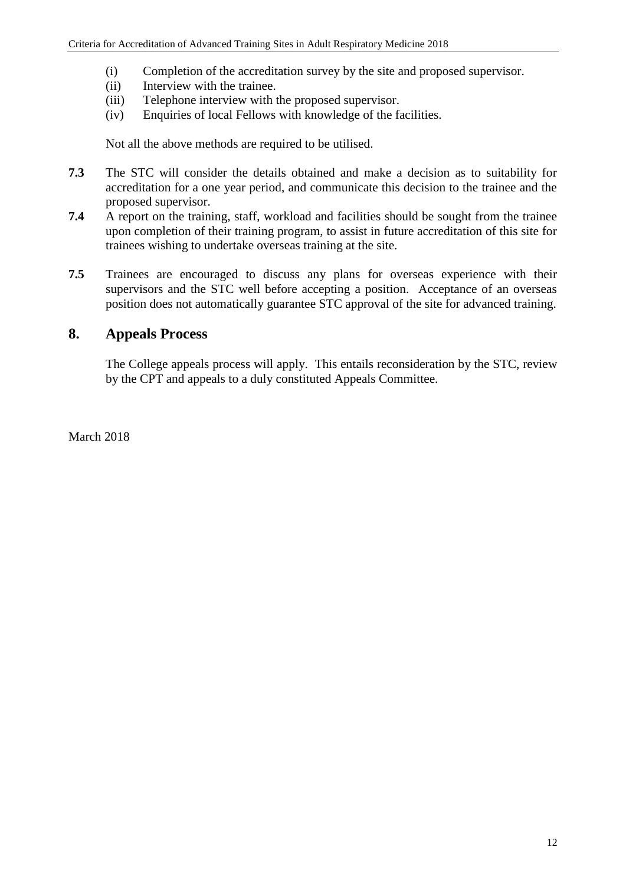(i) Completion of the accreditation survey by the site and proposed supervisor.
(ii) Interview with the trainee.
(iii) Telephone interview with the proposed supervisor.
(iv) Enquiries of local Fellows with knowledge of the facilities.

Not all the above methods are required to be utilised.

**7.3** The STC will consider the details obtained and make a decision as to suitability for accreditation for a one year period, and communicate this decision to the trainee and the proposed supervisor.

**7.4** A report on the training, staff, workload and facilities should be sought from the trainee upon completion of their training program, to assist in future accreditation of this site for trainees wishing to undertake overseas training at the site.

**7.5** Trainees are encouraged to discuss any plans for overseas experience with their supervisors and the STC well before accepting a position. Acceptance of an overseas position does not automatically guarantee STC approval of the site for advanced training.

## 8. Appeals Process

The College appeals process will apply. This entails reconsideration by the STC, review by the CPT and appeals to a duly constituted Appeals Committee.

March 2018